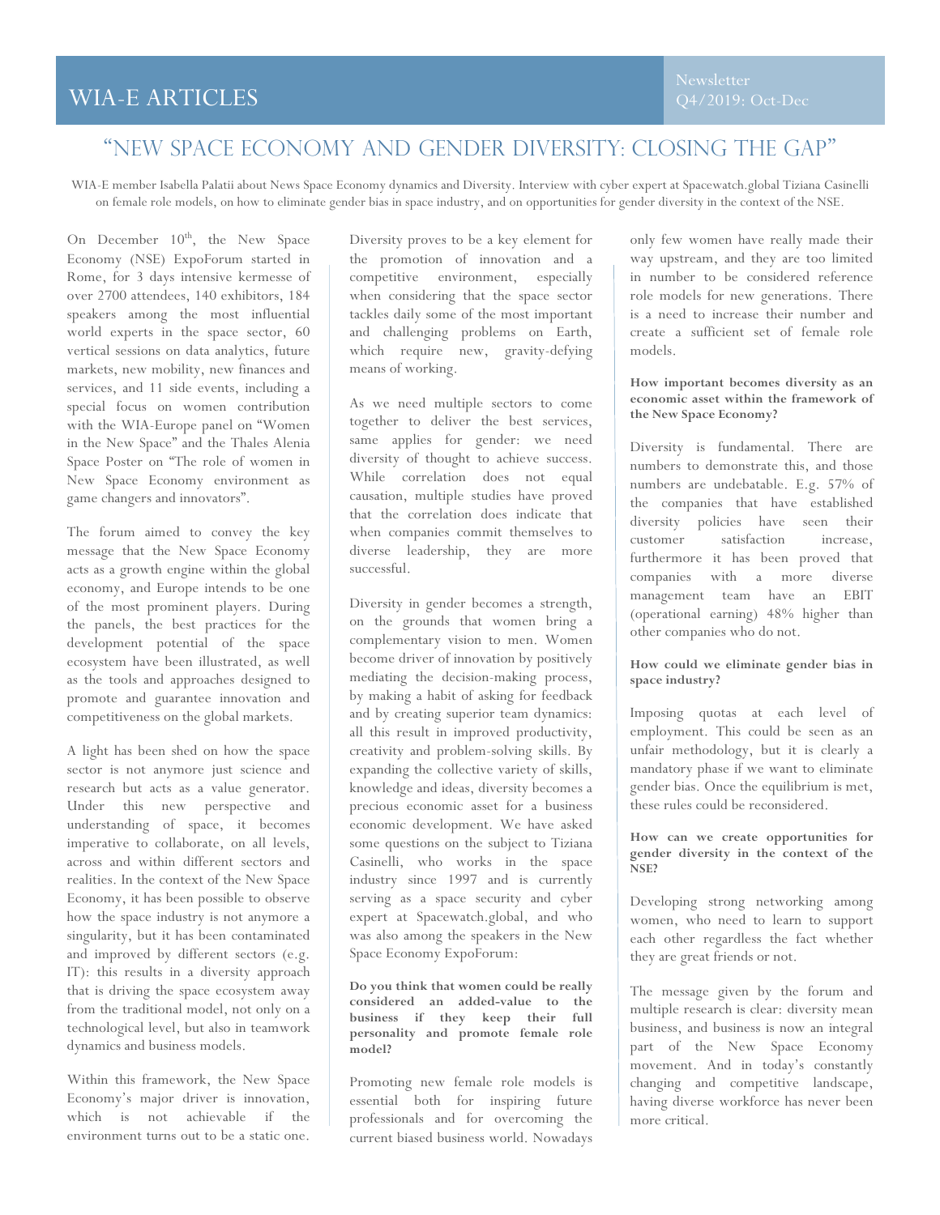# "NEW SPACE ECONOMY AND GENDER DIVERSITY: CLOSING THE GAP"

WIA-E member Isabella Palatii about News Space Economy dynamics and Diversity. Interview with cyber expert at Spacewatch.global Tiziana Casinelli on female role models, on how to eliminate gender bias in space industry, and on opportunities for gender diversity in the context of the NSE.

On December 10th, the New Space Economy (NSE) ExpoForum started in Rome, for 3 days intensive kermesse of over 2700 attendees, 140 exhibitors, 184 speakers among the most influential world experts in the space sector, 60 vertical sessions on data analytics, future markets, new mobility, new finances and services, and 11 side events, including a special focus on women contribution with the WIA-Europe panel on "Women in the New Space" and the Thales Alenia Space Poster on "The role of women in New Space Economy environment as game changers and innovators".

The forum aimed to convey the key message that the New Space Economy acts as a growth engine within the global economy, and Europe intends to be one of the most prominent players. During the panels, the best practices for the development potential of the space ecosystem have been illustrated, as well as the tools and approaches designed to promote and guarantee innovation and competitiveness on the global markets.

A light has been shed on how the space sector is not anymore just science and research but acts as a value generator. Under this new perspective and understanding of space, it becomes imperative to collaborate, on all levels, across and within different sectors and realities. In the context of the New Space Economy, it has been possible to observe how the space industry is not anymore a singularity, but it has been contaminated and improved by different sectors (e.g. IT): this results in a diversity approach that is driving the space ecosystem away from the traditional model, not only on a technological level, but also in teamwork dynamics and business models.

Within this framework, the New Space Economy's major driver is innovation, which is not achievable if the environment turns out to be a static one. Diversity proves to be a key element for the promotion of innovation and a competitive environment, especially when considering that the space sector tackles daily some of the most important and challenging problems on Earth, which require new, gravity-defying means of working.

As we need multiple sectors to come together to deliver the best services, same applies for gender: we need diversity of thought to achieve success. While correlation does not equal causation, multiple studies have proved that the correlation does indicate that when companies commit themselves to diverse leadership, they are more successful.

Diversity in gender becomes a strength, on the grounds that women bring a complementary vision to men. Women become driver of innovation by positively mediating the decision-making process, by making a habit of asking for feedback and by creating superior team dynamics: all this result in improved productivity, creativity and problem-solving skills. By expanding the collective variety of skills, knowledge and ideas, diversity becomes a precious economic asset for a business economic development. We have asked some questions on the subject to Tiziana Casinelli, who works in the space industry since 1997 and is currently serving as a space security and cyber expert at Spacewatch.global, and who was also among the speakers in the New Space Economy ExpoForum:

**Do you think that women could be really considered an added-value to the business if they keep their full personality and promote female role model?**

Promoting new female role models is essential both for inspiring future professionals and for overcoming the current biased business world. Nowadays only few women have really made their way upstream, and they are too limited in number to be considered reference role models for new generations. There is a need to increase their number and create a sufficient set of female role models.

**How important becomes diversity as an economic asset within the framework of the New Space Economy?**

Diversity is fundamental. There are numbers to demonstrate this, and those numbers are undebatable. E.g. 57% of the companies that have established diversity policies have seen their customer satisfaction increase, furthermore it has been proved that companies with a more diverse management team have an EBIT (operational earning) 48% higher than other companies who do not.

**How could we eliminate gender bias in space industry?**

Imposing quotas at each level of employment. This could be seen as an unfair methodology, but it is clearly a mandatory phase if we want to eliminate gender bias. Once the equilibrium is met, these rules could be reconsidered.

**How can we create opportunities for gender diversity in the context of the NSE?**

Developing strong networking among women, who need to learn to support each other regardless the fact whether they are great friends or not.

The message given by the forum and multiple research is clear: diversity mean business, and business is now an integral part of the New Space Economy movement. And in today's constantly changing and competitive landscape, having diverse workforce has never been more critical.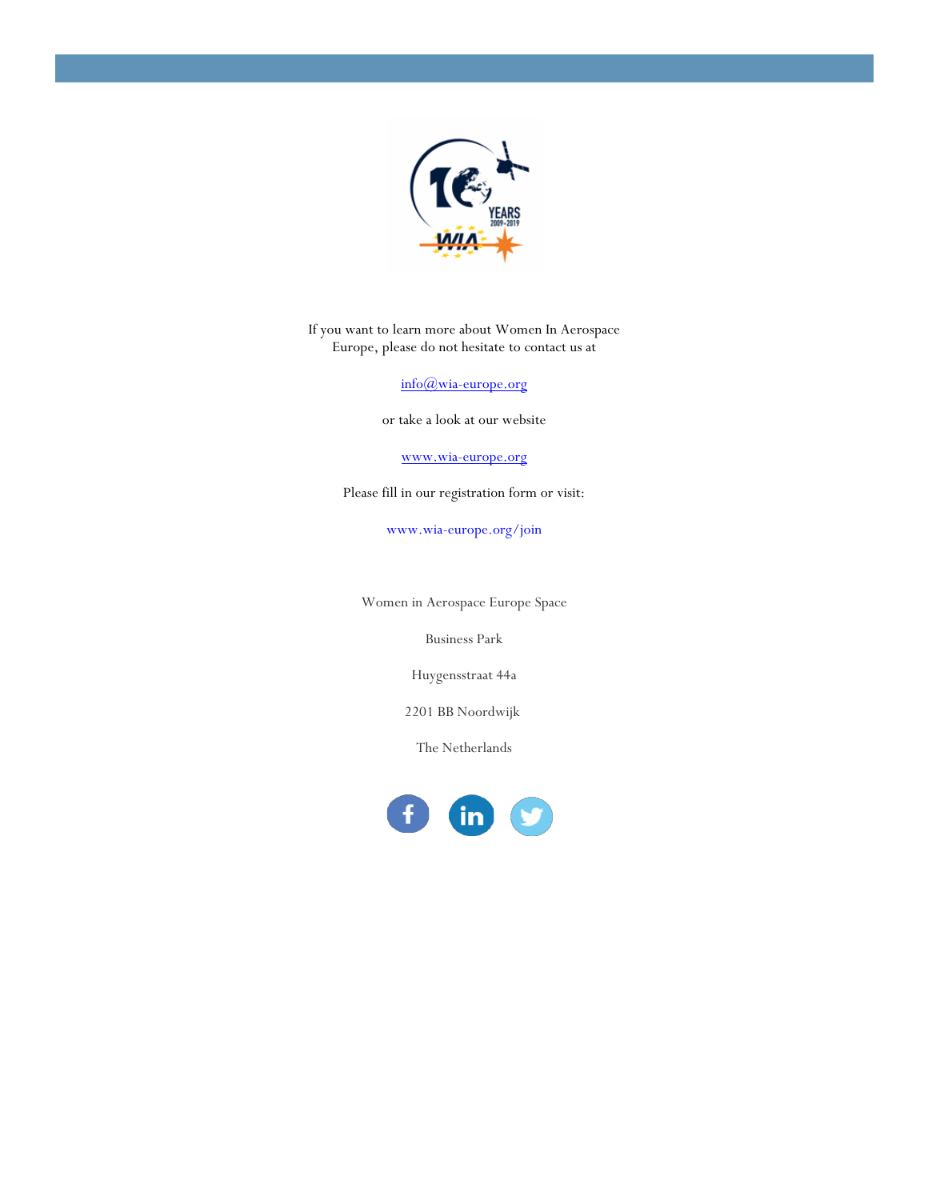If you want to learn more about Women In Aerospace Europe, please do not hesitate to contact us at

info@wia-europe.org

or take a look at our website

www.wia-europe.org

Please fill in our registration form or visit:

www.wia-europe.org/join

Women in Aerospace Europe Space

Business Park

Huygensstraat 44a

2201 BB Noordwijk

The Netherlands